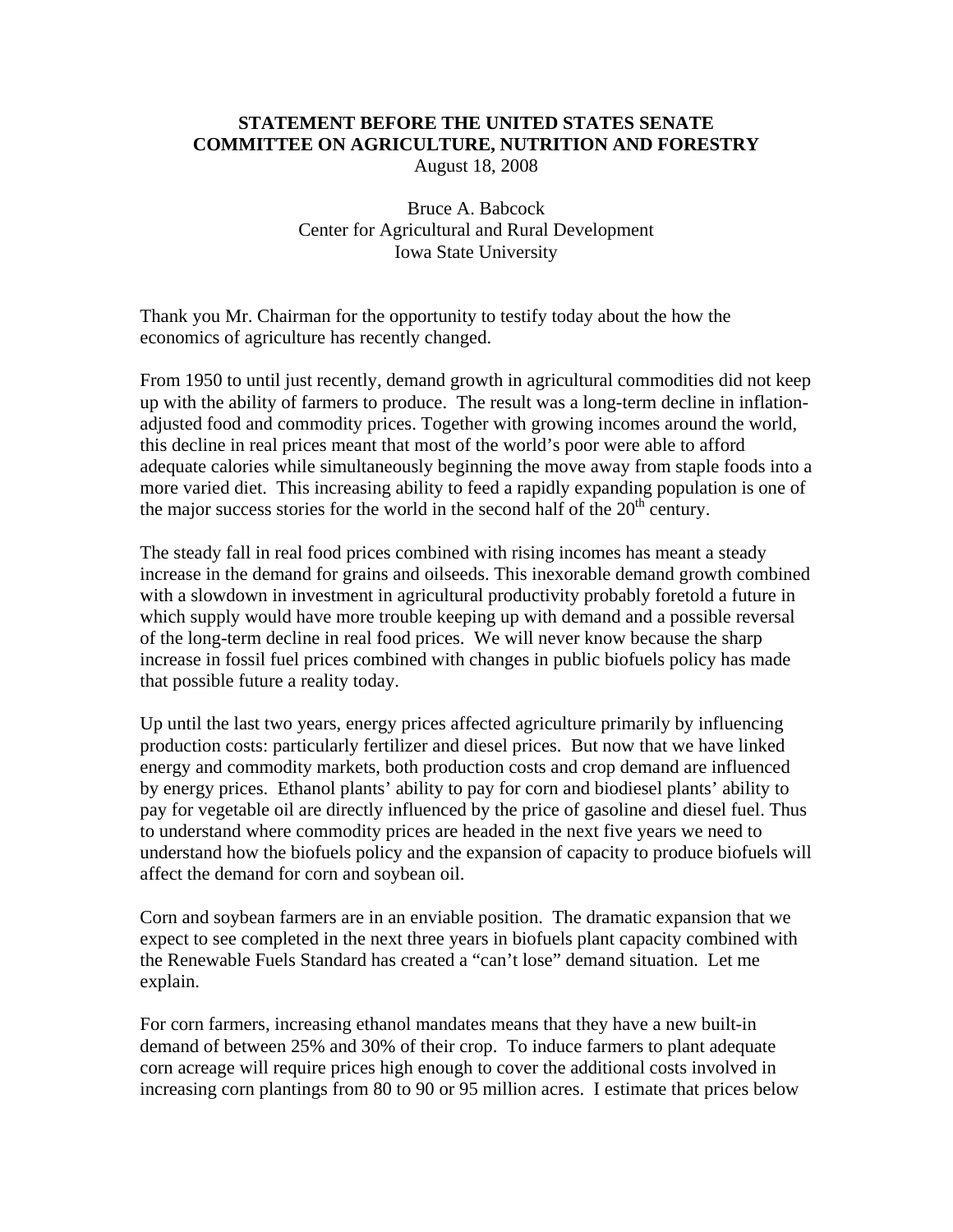**STATEMENT BEFORE THE UNITED STATES SENATE**
**COMMITTEE ON AGRICULTURE, NUTRITION AND FORESTRY**
August 18, 2008

Bruce A. Babcock
Center for Agricultural and Rural Development
Iowa State University

Thank you Mr. Chairman for the opportunity to testify today about the how the economics of agriculture has recently changed.

From 1950 to until just recently, demand growth in agricultural commodities did not keep up with the ability of farmers to produce. The result was a long-term decline in inflation-adjusted food and commodity prices. Together with growing incomes around the world, this decline in real prices meant that most of the world's poor were able to afford adequate calories while simultaneously beginning the move away from staple foods into a more varied diet. This increasing ability to feed a rapidly expanding population is one of the major success stories for the world in the second half of the 20th century.

The steady fall in real food prices combined with rising incomes has meant a steady increase in the demand for grains and oilseeds. This inexorable demand growth combined with a slowdown in investment in agricultural productivity probably foretold a future in which supply would have more trouble keeping up with demand and a possible reversal of the long-term decline in real food prices. We will never know because the sharp increase in fossil fuel prices combined with changes in public biofuels policy has made that possible future a reality today.

Up until the last two years, energy prices affected agriculture primarily by influencing production costs: particularly fertilizer and diesel prices. But now that we have linked energy and commodity markets, both production costs and crop demand are influenced by energy prices. Ethanol plants' ability to pay for corn and biodiesel plants' ability to pay for vegetable oil are directly influenced by the price of gasoline and diesel fuel. Thus to understand where commodity prices are headed in the next five years we need to understand how the biofuels policy and the expansion of capacity to produce biofuels will affect the demand for corn and soybean oil.

Corn and soybean farmers are in an enviable position. The dramatic expansion that we expect to see completed in the next three years in biofuels plant capacity combined with the Renewable Fuels Standard has created a "can't lose" demand situation. Let me explain.

For corn farmers, increasing ethanol mandates means that they have a new built-in demand of between 25% and 30% of their crop. To induce farmers to plant adequate corn acreage will require prices high enough to cover the additional costs involved in increasing corn plantings from 80 to 90 or 95 million acres. I estimate that prices below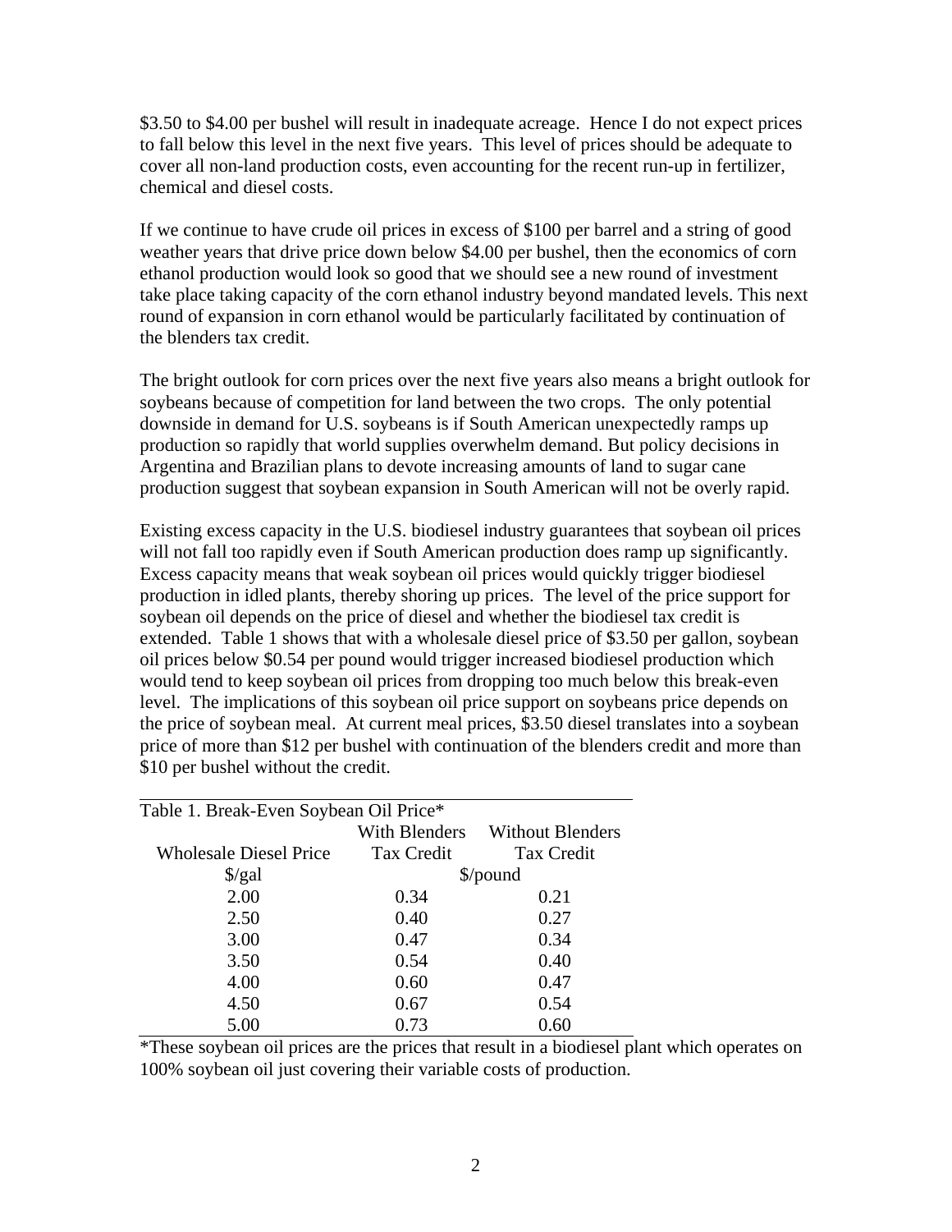$3.50 to $4.00 per bushel will result in inadequate acreage. Hence I do not expect prices to fall below this level in the next five years. This level of prices should be adequate to cover all non-land production costs, even accounting for the recent run-up in fertilizer, chemical and diesel costs.

If we continue to have crude oil prices in excess of $100 per barrel and a string of good weather years that drive price down below $4.00 per bushel, then the economics of corn ethanol production would look so good that we should see a new round of investment take place taking capacity of the corn ethanol industry beyond mandated levels. This next round of expansion in corn ethanol would be particularly facilitated by continuation of the blenders tax credit.

The bright outlook for corn prices over the next five years also means a bright outlook for soybeans because of competition for land between the two crops. The only potential downside in demand for U.S. soybeans is if South American unexpectedly ramps up production so rapidly that world supplies overwhelm demand. But policy decisions in Argentina and Brazilian plans to devote increasing amounts of land to sugar cane production suggest that soybean expansion in South American will not be overly rapid.

Existing excess capacity in the U.S. biodiesel industry guarantees that soybean oil prices will not fall too rapidly even if South American production does ramp up significantly. Excess capacity means that weak soybean oil prices would quickly trigger biodiesel production in idled plants, thereby shoring up prices. The level of the price support for soybean oil depends on the price of diesel and whether the biodiesel tax credit is extended. Table 1 shows that with a wholesale diesel price of $3.50 per gallon, soybean oil prices below $0.54 per pound would trigger increased biodiesel production which would tend to keep soybean oil prices from dropping too much below this break-even level. The implications of this soybean oil price support on soybeans price depends on the price of soybean meal. At current meal prices, $3.50 diesel translates into a soybean price of more than $12 per bushel with continuation of the blenders credit and more than $10 per bushel without the credit.

Table 1. Break-Even Soybean Oil Price*

| Wholesale Diesel Price | With Blenders Tax Credit | Without Blenders Tax Credit |
|---|---|---|
| $/gal | $/pound | |
| 2.00 | 0.34 | 0.21 |
| 2.50 | 0.40 | 0.27 |
| 3.00 | 0.47 | 0.34 |
| 3.50 | 0.54 | 0.40 |
| 4.00 | 0.60 | 0.47 |
| 4.50 | 0.67 | 0.54 |
| 5.00 | 0.73 | 0.60 |

*These soybean oil prices are the prices that result in a biodiesel plant which operates on 100% soybean oil just covering their variable costs of production.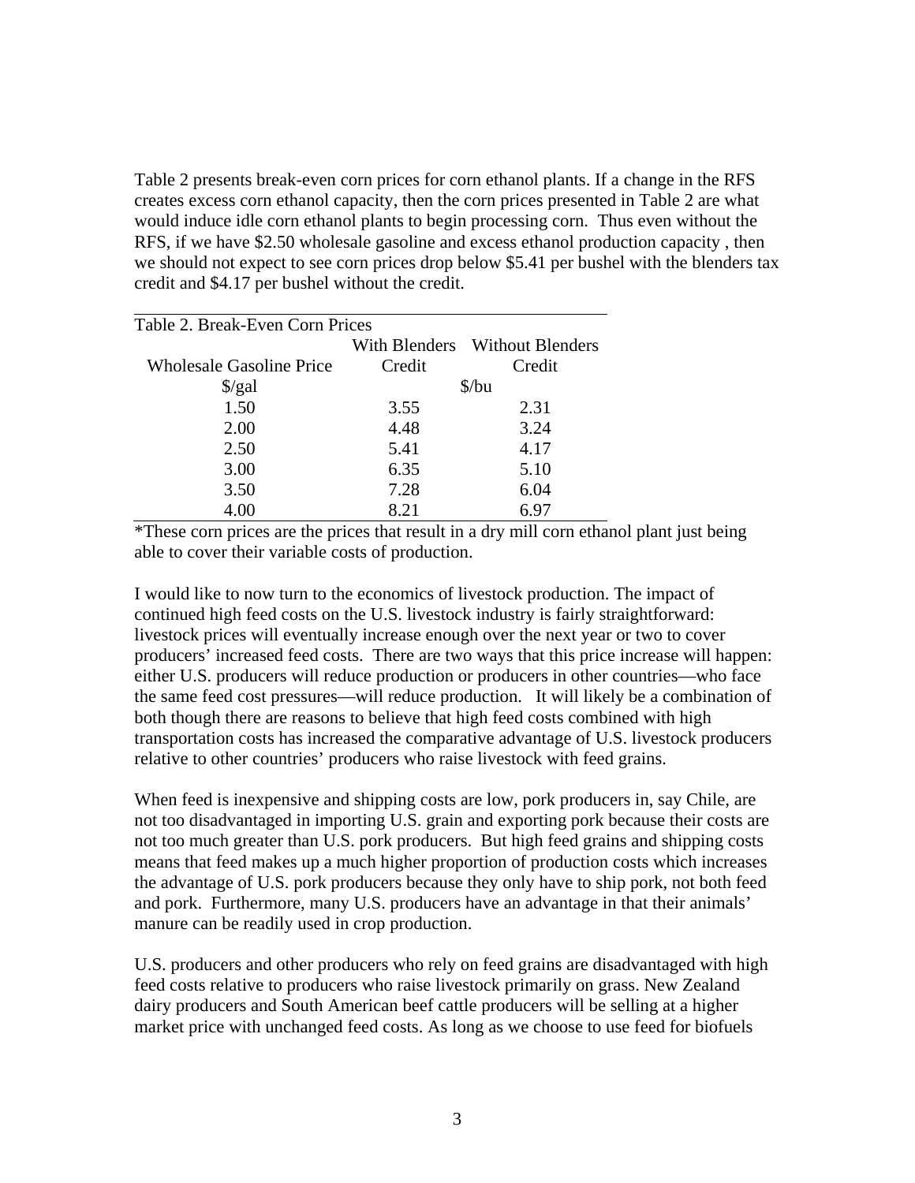Table 2 presents break-even corn prices for corn ethanol plants. If a change in the RFS creates excess corn ethanol capacity, then the corn prices presented in Table 2 are what would induce idle corn ethanol plants to begin processing corn. Thus even without the RFS, if we have $2.50 wholesale gasoline and excess ethanol production capacity , then we should not expect to see corn prices drop below $5.41 per bushel with the blenders tax credit and $4.17 per bushel without the credit.

Table 2. Break-Even Corn Prices

| Wholesale Gasoline Price | With Blenders Credit | Without Blenders Credit |
|---|---|---|
| $/gal | $/bu | |
| 1.50 | 3.55 | 2.31 |
| 2.00 | 4.48 | 3.24 |
| 2.50 | 5.41 | 4.17 |
| 3.00 | 6.35 | 5.10 |
| 3.50 | 7.28 | 6.04 |
| 4.00 | 8.21 | 6.97 |

*These corn prices are the prices that result in a dry mill corn ethanol plant just being able to cover their variable costs of production.

I would like to now turn to the economics of livestock production. The impact of continued high feed costs on the U.S. livestock industry is fairly straightforward: livestock prices will eventually increase enough over the next year or two to cover producers' increased feed costs. There are two ways that this price increase will happen: either U.S. producers will reduce production or producers in other countries—who face the same feed cost pressures—will reduce production. It will likely be a combination of both though there are reasons to believe that high feed costs combined with high transportation costs has increased the comparative advantage of U.S. livestock producers relative to other countries' producers who raise livestock with feed grains.

When feed is inexpensive and shipping costs are low, pork producers in, say Chile, are not too disadvantaged in importing U.S. grain and exporting pork because their costs are not too much greater than U.S. pork producers. But high feed grains and shipping costs means that feed makes up a much higher proportion of production costs which increases the advantage of U.S. pork producers because they only have to ship pork, not both feed and pork. Furthermore, many U.S. producers have an advantage in that their animals' manure can be readily used in crop production.

U.S. producers and other producers who rely on feed grains are disadvantaged with high feed costs relative to producers who raise livestock primarily on grass. New Zealand dairy producers and South American beef cattle producers will be selling at a higher market price with unchanged feed costs. As long as we choose to use feed for biofuels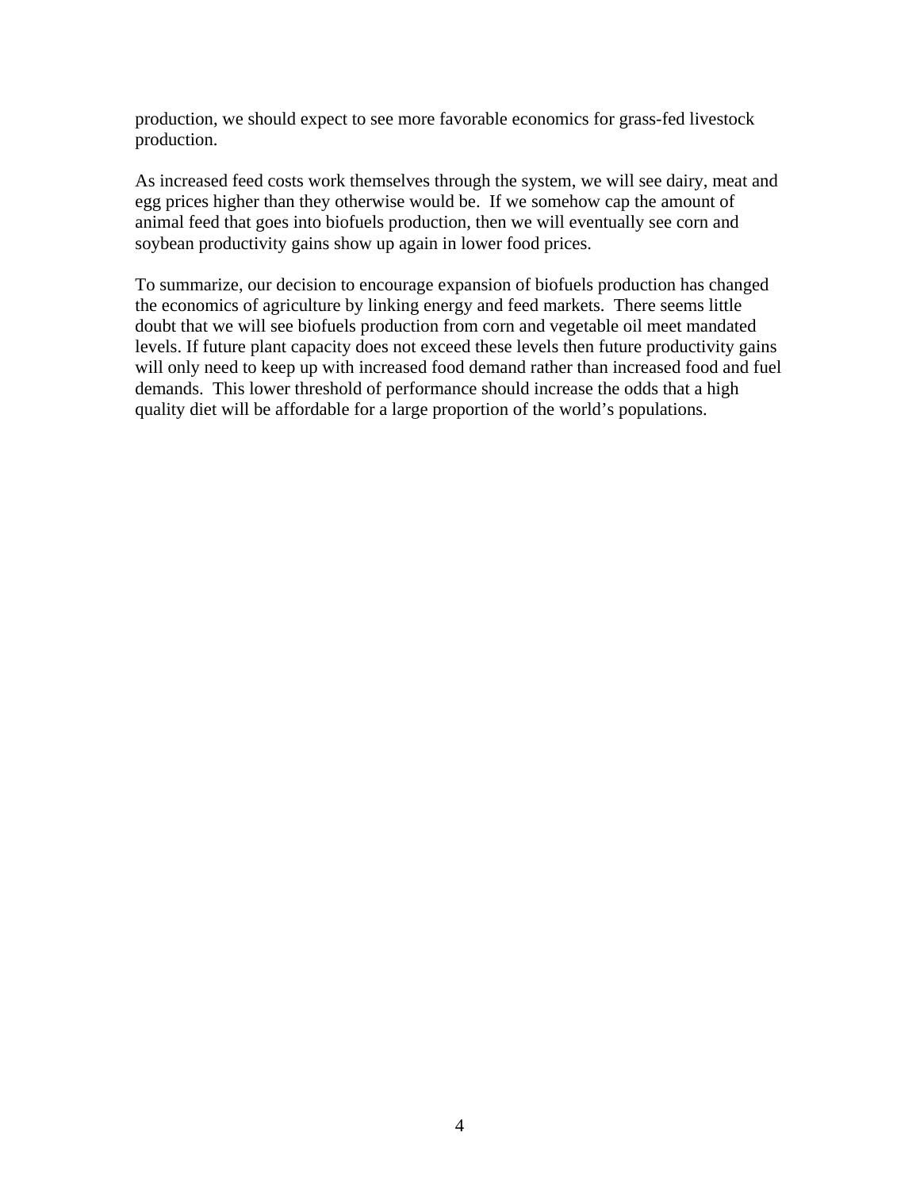production, we should expect to see more favorable economics for grass-fed livestock production.

As increased feed costs work themselves through the system, we will see dairy, meat and egg prices higher than they otherwise would be.  If we somehow cap the amount of animal feed that goes into biofuels production, then we will eventually see corn and soybean productivity gains show up again in lower food prices.

To summarize, our decision to encourage expansion of biofuels production has changed the economics of agriculture by linking energy and feed markets.  There seems little doubt that we will see biofuels production from corn and vegetable oil meet mandated levels. If future plant capacity does not exceed these levels then future productivity gains will only need to keep up with increased food demand rather than increased food and fuel demands.  This lower threshold of performance should increase the odds that a high quality diet will be affordable for a large proportion of the world's populations.